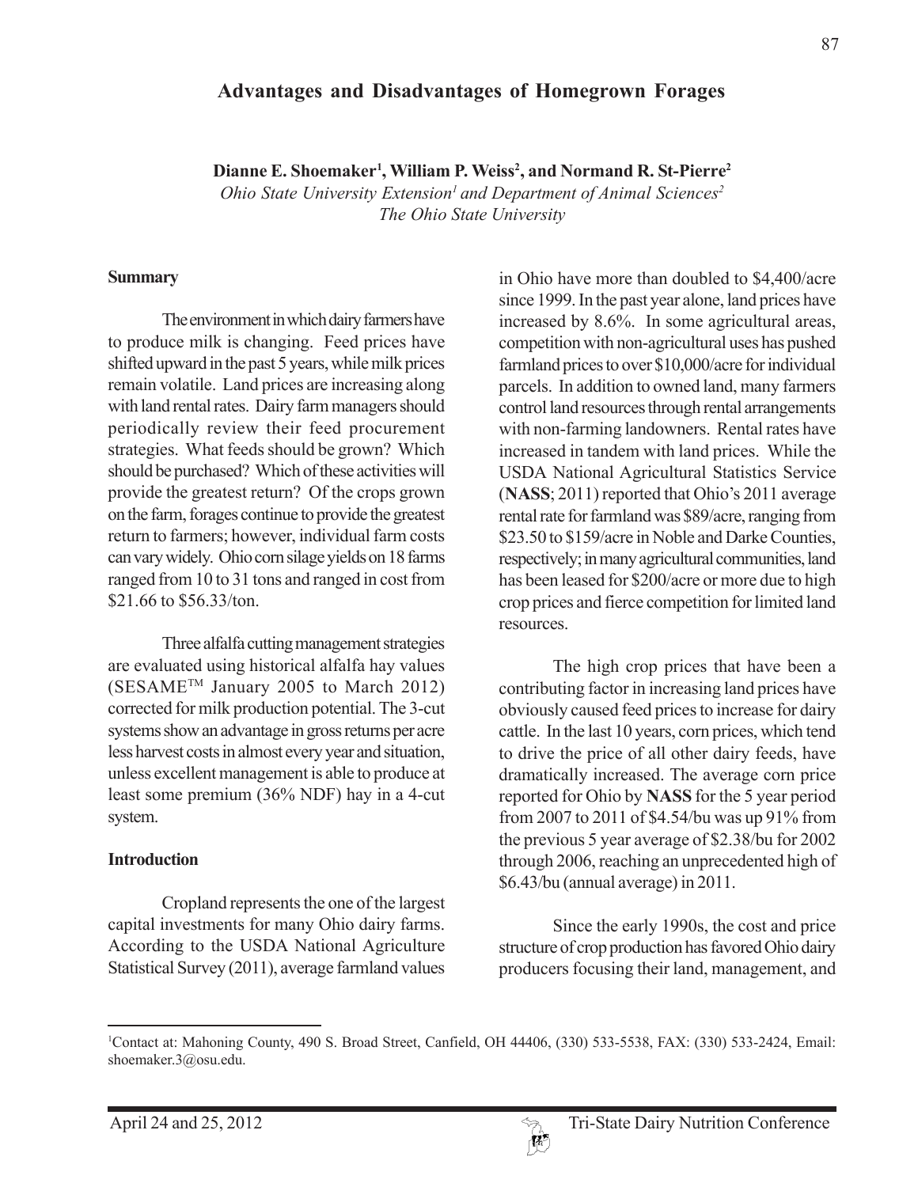# Advantages and Disadvantages of Homegrown Forages

**Dianne E. Shoemaker[1], William P. Weiss[2], and Normand R. St-Pierre[2]**

*Ohio State University Extension[1] and Department of Animal Sciences[2]*
*The Ohio State University*

## Summary

The environment in which dairy farmers have to produce milk is changing. Feed prices have shifted upward in the past 5 years, while milk prices remain volatile. Land prices are increasing along with land rental rates. Dairy farm managers should periodically review their feed procurement strategies. What feeds should be grown? Which should be purchased? Which of these activities will provide the greatest return? Of the crops grown on the farm, forages continue to provide the greatest return to farmers; however, individual farm costs can vary widely. Ohio corn silage yields on 18 farms ranged from 10 to 31 tons and ranged in cost from $21.66 to $56.33/ton.

Three alfalfa cutting management strategies are evaluated using historical alfalfa hay values (SESAME™ January 2005 to March 2012) corrected for milk production potential. The 3-cut systems show an advantage in gross returns per acre less harvest costs in almost every year and situation, unless excellent management is able to produce at least some premium (36% NDF) hay in a 4-cut system.

## Introduction

Cropland represents the one of the largest capital investments for many Ohio dairy farms. According to the USDA National Agriculture Statistical Survey (2011), average farmland values in Ohio have more than doubled to $4,400/acre since 1999. In the past year alone, land prices have increased by 8.6%. In some agricultural areas, competition with non-agricultural uses has pushed farmland prices to over $10,000/acre for individual parcels. In addition to owned land, many farmers control land resources through rental arrangements with non-farming landowners. Rental rates have increased in tandem with land prices. While the USDA National Agricultural Statistics Service (**NASS**; 2011) reported that Ohio's 2011 average rental rate for farmland was $89/acre, ranging from $23.50 to $159/acre in Noble and Darke Counties, respectively; in many agricultural communities, land has been leased for $200/acre or more due to high crop prices and fierce competition for limited land resources.

The high crop prices that have been a contributing factor in increasing land prices have obviously caused feed prices to increase for dairy cattle. In the last 10 years, corn prices, which tend to drive the price of all other dairy feeds, have dramatically increased. The average corn price reported for Ohio by **NASS** for the 5 year period from 2007 to 2011 of $4.54/bu was up 91% from the previous 5 year average of $2.38/bu for 2002 through 2006, reaching an unprecedented high of $6.43/bu (annual average) in 2011.

Since the early 1990s, the cost and price structure of crop production has favored Ohio dairy producers focusing their land, management, and

---

[1]Contact at: Mahoning County, 490 S. Broad Street, Canfield, OH 44406, (330) 533-5538, FAX: (330) 533-2424, Email: shoemaker.3@osu.edu.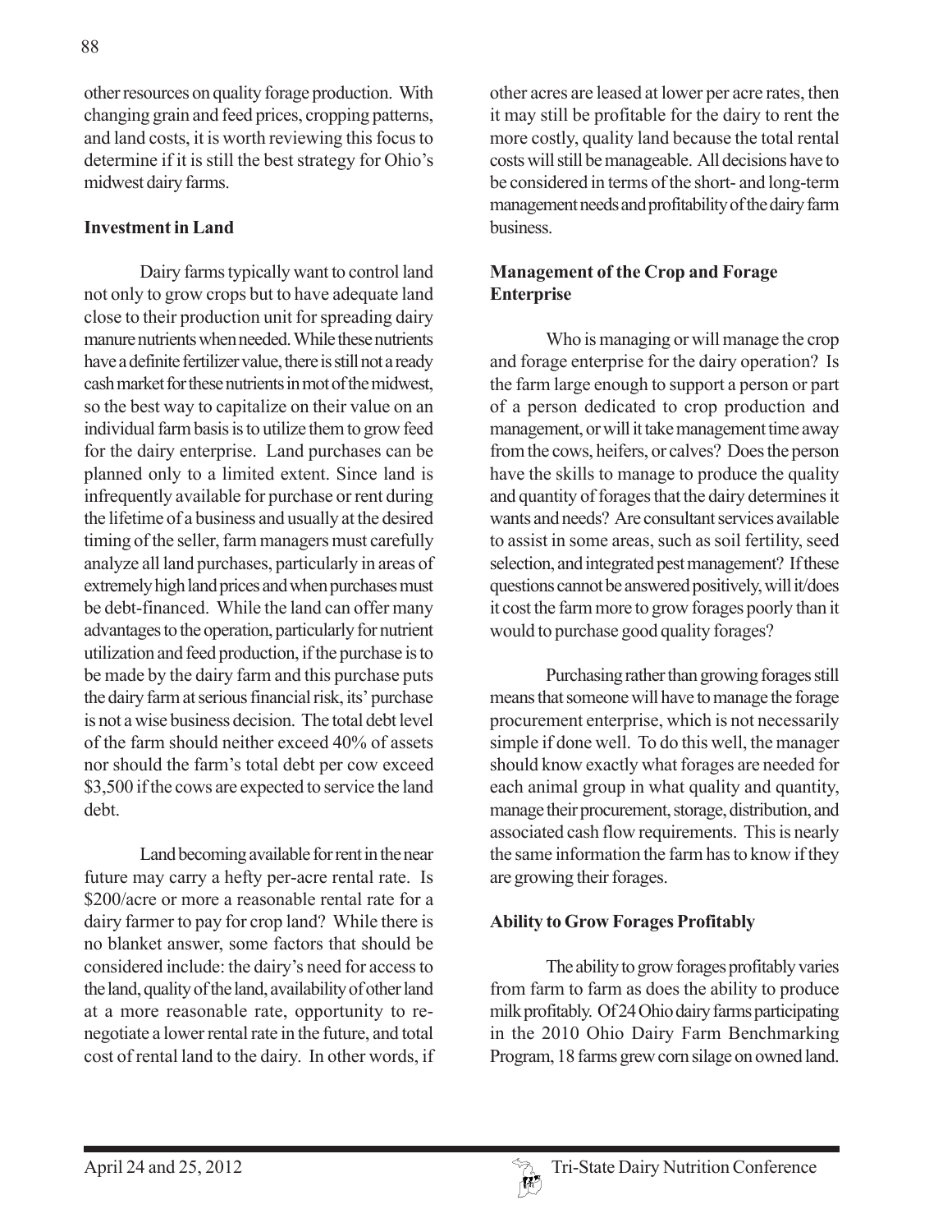other resources on quality forage production. With changing grain and feed prices, cropping patterns, and land costs, it is worth reviewing this focus to determine if it is still the best strategy for Ohio's midwest dairy farms.

**Investment in Land**

Dairy farms typically want to control land not only to grow crops but to have adequate land close to their production unit for spreading dairy manure nutrients when needed. While these nutrients have a definite fertilizer value, there is still not a ready cash market for these nutrients in mot of the midwest, so the best way to capitalize on their value on an individual farm basis is to utilize them to grow feed for the dairy enterprise. Land purchases can be planned only to a limited extent. Since land is infrequently available for purchase or rent during the lifetime of a business and usually at the desired timing of the seller, farm managers must carefully analyze all land purchases, particularly in areas of extremely high land prices and when purchases must be debt-financed. While the land can offer many advantages to the operation, particularly for nutrient utilization and feed production, if the purchase is to be made by the dairy farm and this purchase puts the dairy farm at serious financial risk, its' purchase is not a wise business decision. The total debt level of the farm should neither exceed 40% of assets nor should the farm's total debt per cow exceed \$3,500 if the cows are expected to service the land debt.

Land becoming available for rent in the near future may carry a hefty per-acre rental rate. Is \$200/acre or more a reasonable rental rate for a dairy farmer to pay for crop land? While there is no blanket answer, some factors that should be considered include: the dairy's need for access to the land, quality of the land, availability of other land at a more reasonable rate, opportunity to re-negotiate a lower rental rate in the future, and total cost of rental land to the dairy. In other words, if other acres are leased at lower per acre rates, then it may still be profitable for the dairy to rent the more costly, quality land because the total rental costs will still be manageable. All decisions have to be considered in terms of the short- and long-term management needs and profitability of the dairy farm business.

**Management of the Crop and Forage Enterprise**

Who is managing or will manage the crop and forage enterprise for the dairy operation? Is the farm large enough to support a person or part of a person dedicated to crop production and management, or will it take management time away from the cows, heifers, or calves? Does the person have the skills to manage to produce the quality and quantity of forages that the dairy determines it wants and needs? Are consultant services available to assist in some areas, such as soil fertility, seed selection, and integrated pest management? If these questions cannot be answered positively, will it/does it cost the farm more to grow forages poorly than it would to purchase good quality forages?

Purchasing rather than growing forages still means that someone will have to manage the forage procurement enterprise, which is not necessarily simple if done well. To do this well, the manager should know exactly what forages are needed for each animal group in what quality and quantity, manage their procurement, storage, distribution, and associated cash flow requirements. This is nearly the same information the farm has to know if they are growing their forages.

**Ability to Grow Forages Profitably**

The ability to grow forages profitably varies from farm to farm as does the ability to produce milk profitably. Of 24 Ohio dairy farms participating in the 2010 Ohio Dairy Farm Benchmarking Program, 18 farms grew corn silage on owned land.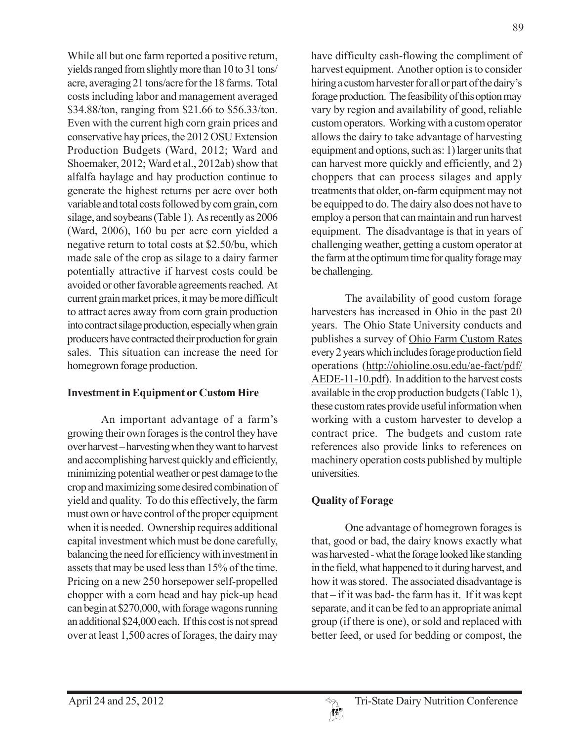While all but one farm reported a positive return, yields ranged from slightly more than 10 to 31 tons/acre, averaging 21 tons/acre for the 18 farms. Total costs including labor and management averaged $34.88/ton, ranging from $21.66 to $56.33/ton. Even with the current high corn grain prices and conservative hay prices, the 2012 OSU Extension Production Budgets (Ward, 2012; Ward and Shoemaker, 2012; Ward et al., 2012ab) show that alfalfa haylage and hay production continue to generate the highest returns per acre over both variable and total costs followed by corn grain, corn silage, and soybeans (Table 1). As recently as 2006 (Ward, 2006), 160 bu per acre corn yielded a negative return to total costs at $2.50/bu, which made sale of the crop as silage to a dairy farmer potentially attractive if harvest costs could be avoided or other favorable agreements reached. At current grain market prices, it may be more difficult to attract acres away from corn grain production into contract silage production, especially when grain producers have contracted their production for grain sales. This situation can increase the need for homegrown forage production.

**Investment in Equipment or Custom Hire**

An important advantage of a farm's growing their own forages is the control they have over harvest – harvesting when they want to harvest and accomplishing harvest quickly and efficiently, minimizing potential weather or pest damage to the crop and maximizing some desired combination of yield and quality. To do this effectively, the farm must own or have control of the proper equipment when it is needed. Ownership requires additional capital investment which must be done carefully, balancing the need for efficiency with investment in assets that may be used less than 15% of the time. Pricing on a new 250 horsepower self-propelled chopper with a corn head and hay pick-up head can begin at $270,000, with forage wagons running an additional $24,000 each. If this cost is not spread over at least 1,500 acres of forages, the dairy may have difficulty cash-flowing the compliment of harvest equipment. Another option is to consider hiring a custom harvester for all or part of the dairy's forage production. The feasibility of this option may vary by region and availability of good, reliable custom operators. Working with a custom operator allows the dairy to take advantage of harvesting equipment and options, such as: 1) larger units that can harvest more quickly and efficiently, and 2) choppers that can process silages and apply treatments that older, on-farm equipment may not be equipped to do. The dairy also does not have to employ a person that can maintain and run harvest equipment. The disadvantage is that in years of challenging weather, getting a custom operator at the farm at the optimum time for quality forage may be challenging.

The availability of good custom forage harvesters has increased in Ohio in the past 20 years. The Ohio State University conducts and publishes a survey of Ohio Farm Custom Rates every 2 years which includes forage production field operations (http://ohioline.osu.edu/ae-fact/pdf/AEDE-11-10.pdf). In addition to the harvest costs available in the crop production budgets (Table 1), these custom rates provide useful information when working with a custom harvester to develop a contract price. The budgets and custom rate references also provide links to references on machinery operation costs published by multiple universities.

**Quality of Forage**

One advantage of homegrown forages is that, good or bad, the dairy knows exactly what was harvested - what the forage looked like standing in the field, what happened to it during harvest, and how it was stored. The associated disadvantage is that – if it was bad- the farm has it. If it was kept separate, and it can be fed to an appropriate animal group (if there is one), or sold and replaced with better feed, or used for bedding or compost, the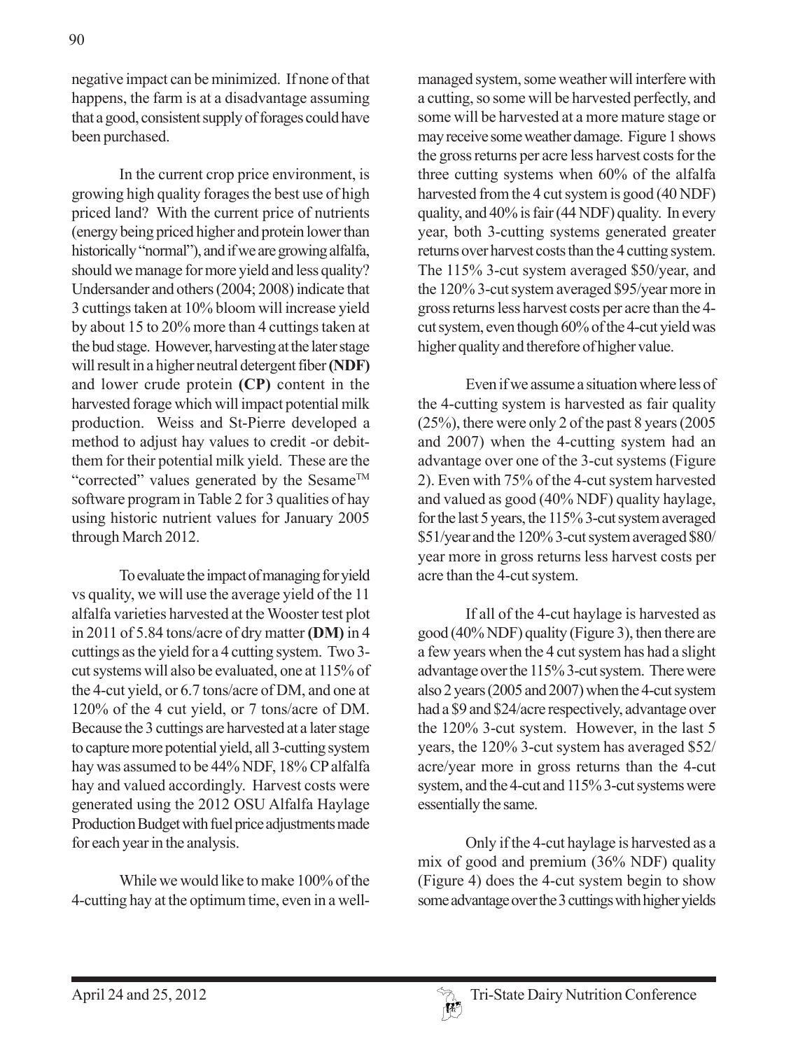negative impact can be minimized. If none of that happens, the farm is at a disadvantage assuming that a good, consistent supply of forages could have been purchased.

In the current crop price environment, is growing high quality forages the best use of high priced land? With the current price of nutrients (energy being priced higher and protein lower than historically "normal"), and if we are growing alfalfa, should we manage for more yield and less quality? Undersander and others (2004; 2008) indicate that 3 cuttings taken at 10% bloom will increase yield by about 15 to 20% more than 4 cuttings taken at the bud stage. However, harvesting at the later stage will result in a higher neutral detergent fiber **(NDF)** and lower crude protein **(CP)** content in the harvested forage which will impact potential milk production. Weiss and St-Pierre developed a method to adjust hay values to credit -or debit- them for their potential milk yield. These are the "corrected" values generated by the Sesame™ software program in Table 2 for 3 qualities of hay using historic nutrient values for January 2005 through March 2012.

To evaluate the impact of managing for yield vs quality, we will use the average yield of the 11 alfalfa varieties harvested at the Wooster test plot in 2011 of 5.84 tons/acre of dry matter **(DM)** in 4 cuttings as the yield for a 4 cutting system. Two 3-cut systems will also be evaluated, one at 115% of the 4-cut yield, or 6.7 tons/acre of DM, and one at 120% of the 4 cut yield, or 7 tons/acre of DM. Because the 3 cuttings are harvested at a later stage to capture more potential yield, all 3-cutting system hay was assumed to be 44% NDF, 18% CP alfalfa hay and valued accordingly. Harvest costs were generated using the 2012 OSU Alfalfa Haylage Production Budget with fuel price adjustments made for each year in the analysis.

While we would like to make 100% of the 4-cutting hay at the optimum time, even in a well-managed system, some weather will interfere with a cutting, so some will be harvested perfectly, and some will be harvested at a more mature stage or may receive some weather damage. Figure 1 shows the gross returns per acre less harvest costs for the three cutting systems when 60% of the alfalfa harvested from the 4 cut system is good (40 NDF) quality, and 40% is fair (44 NDF) quality. In every year, both 3-cutting systems generated greater returns over harvest costs than the 4 cutting system. The 115% 3-cut system averaged $50/year, and the 120% 3-cut system averaged $95/year more in gross returns less harvest costs per acre than the 4-cut system, even though 60% of the 4-cut yield was higher quality and therefore of higher value.

Even if we assume a situation where less of the 4-cutting system is harvested as fair quality (25%), there were only 2 of the past 8 years (2005 and 2007) when the 4-cutting system had an advantage over one of the 3-cut systems (Figure 2). Even with 75% of the 4-cut system harvested and valued as good (40% NDF) quality haylage, for the last 5 years, the 115% 3-cut system averaged $51/year and the 120% 3-cut system averaged $80/year more in gross returns less harvest costs per acre than the 4-cut system.

If all of the 4-cut haylage is harvested as good (40% NDF) quality (Figure 3), then there are a few years when the 4 cut system has had a slight advantage over the 115% 3-cut system. There were also 2 years (2005 and 2007) when the 4-cut system had a $9 and $24/acre respectively, advantage over the 120% 3-cut system. However, in the last 5 years, the 120% 3-cut system has averaged $52/acre/year more in gross returns than the 4-cut system, and the 4-cut and 115% 3-cut systems were essentially the same.

Only if the 4-cut haylage is harvested as a mix of good and premium (36% NDF) quality (Figure 4) does the 4-cut system begin to show some advantage over the 3 cuttings with higher yields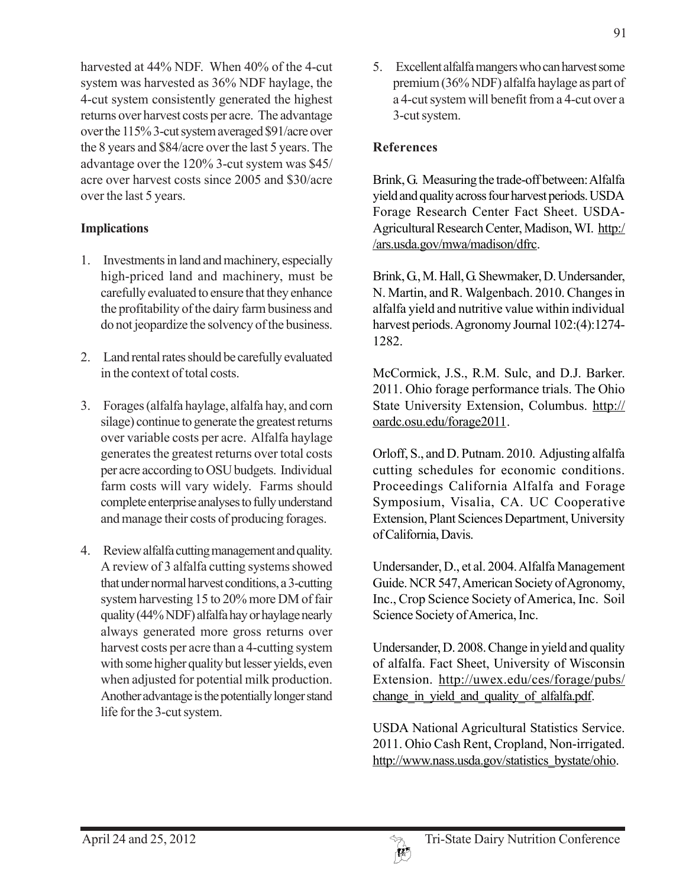harvested at 44% NDF. When 40% of the 4-cut system was harvested as 36% NDF haylage, the 4-cut system consistently generated the highest returns over harvest costs per acre. The advantage over the 115% 3-cut system averaged $91/acre over the 8 years and $84/acre over the last 5 years. The advantage over the 120% 3-cut system was $45/acre over harvest costs since 2005 and $30/acre over the last 5 years.

### Implications

1. Investments in land and machinery, especially high-priced land and machinery, must be carefully evaluated to ensure that they enhance the profitability of the dairy farm business and do not jeopardize the solvency of the business.

2. Land rental rates should be carefully evaluated in the context of total costs.

3. Forages (alfalfa haylage, alfalfa hay, and corn silage) continue to generate the greatest returns over variable costs per acre. Alfalfa haylage generates the greatest returns over total costs per acre according to OSU budgets. Individual farm costs will vary widely. Farms should complete enterprise analyses to fully understand and manage their costs of producing forages.

4. Review alfalfa cutting management and quality. A review of 3 alfalfa cutting systems showed that under normal harvest conditions, a 3-cutting system harvesting 15 to 20% more DM of fair quality (44% NDF) alfalfa hay or haylage nearly always generated more gross returns over harvest costs per acre than a 4-cutting system with some higher quality but lesser yields, even when adjusted for potential milk production. Another advantage is the potentially longer stand life for the 3-cut system.

5. Excellent alfalfa mangers who can harvest some premium (36% NDF) alfalfa haylage as part of a 4-cut system will benefit from a 4-cut over a 3-cut system.

### References

Brink, G. Measuring the trade-off between: Alfalfa yield and quality across four harvest periods. USDA Forage Research Center Fact Sheet. USDA-Agricultural Research Center, Madison, WI. http://ars.usda.gov/mwa/madison/dfrc.

Brink, G., M. Hall, G. Shewmaker, D. Undersander, N. Martin, and R. Walgenbach. 2010. Changes in alfalfa yield and nutritive value within individual harvest periods. Agronomy Journal 102:(4):1274-1282.

McCormick, J.S., R.M. Sulc, and D.J. Barker. 2011. Ohio forage performance trials. The Ohio State University Extension, Columbus. http://oardc.osu.edu/forage2011.

Orloff, S., and D. Putnam. 2010. Adjusting alfalfa cutting schedules for economic conditions. Proceedings California Alfalfa and Forage Symposium, Visalia, CA. UC Cooperative Extension, Plant Sciences Department, University of California, Davis.

Undersander, D., et al. 2004. Alfalfa Management Guide. NCR 547, American Society of Agronomy, Inc., Crop Science Society of America, Inc. Soil Science Society of America, Inc.

Undersander, D. 2008. Change in yield and quality of alfalfa. Fact Sheet, University of Wisconsin Extension. http://uwex.edu/ces/forage/pubs/change_in_yield_and_quality_of_alfalfa.pdf.

USDA National Agricultural Statistics Service. 2011. Ohio Cash Rent, Cropland, Non-irrigated. http://www.nass.usda.gov/statistics_bystate/ohio.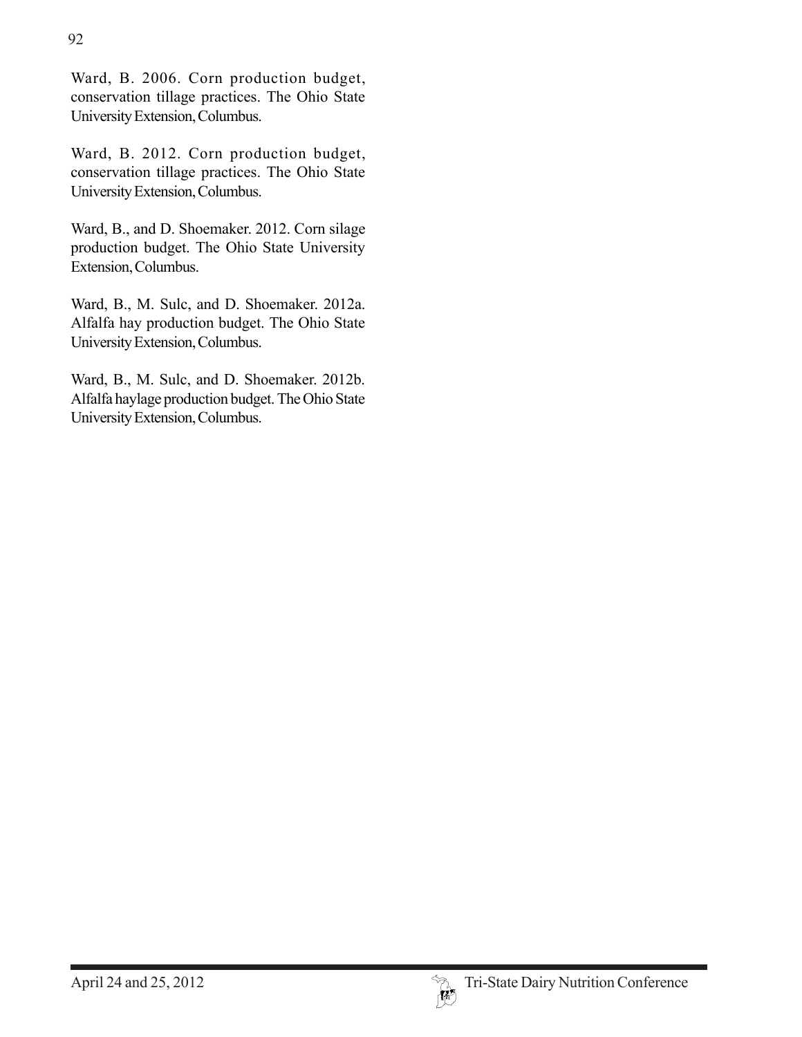Ward, B. 2006. Corn production budget, conservation tillage practices. The Ohio State University Extension, Columbus.

Ward, B. 2012. Corn production budget, conservation tillage practices. The Ohio State University Extension, Columbus.

Ward, B., and D. Shoemaker. 2012. Corn silage production budget. The Ohio State University Extension, Columbus.

Ward, B., M. Sulc, and D. Shoemaker. 2012a. Alfalfa hay production budget. The Ohio State University Extension, Columbus.

Ward, B., M. Sulc, and D. Shoemaker. 2012b. Alfalfa haylage production budget. The Ohio State University Extension, Columbus.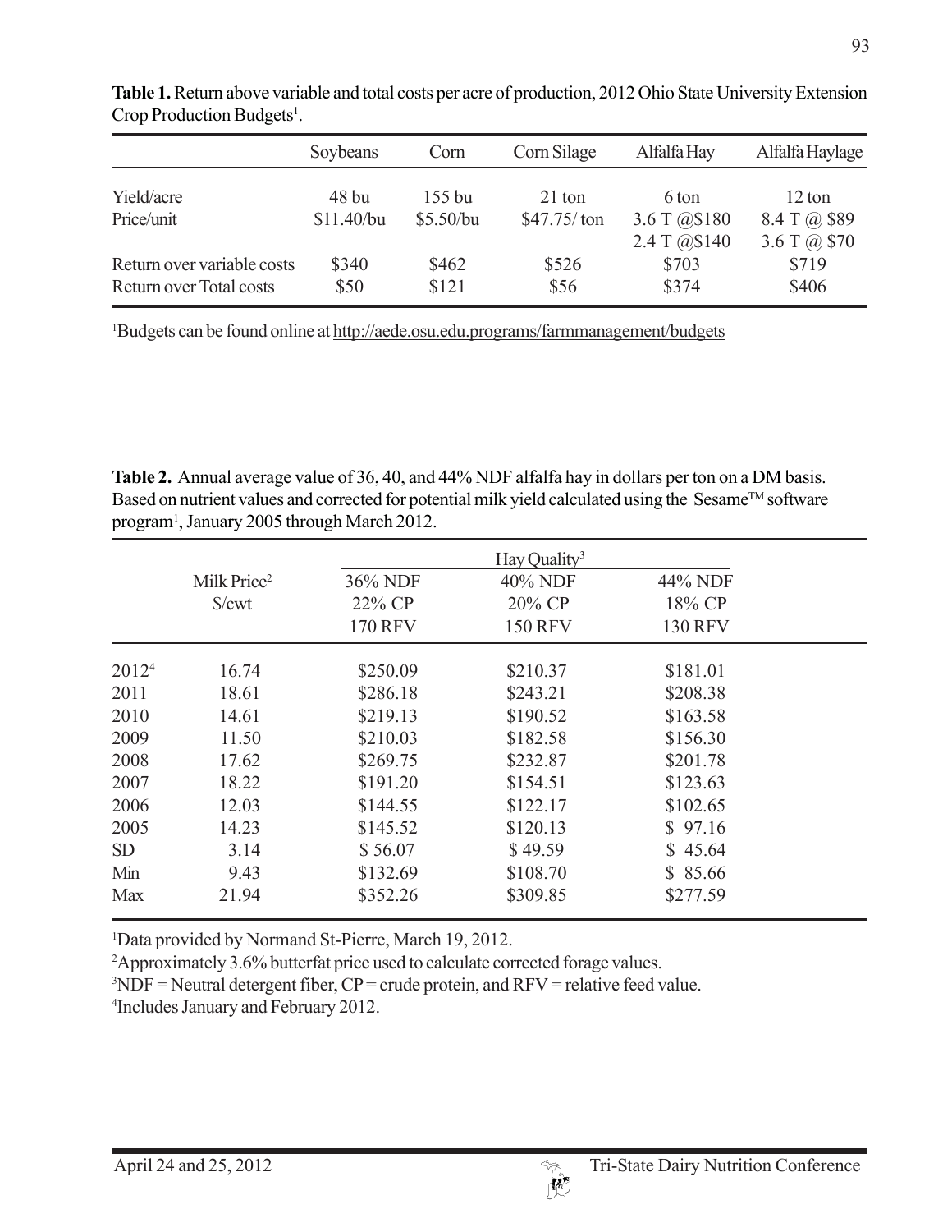**Table 1.** Return above variable and total costs per acre of production, 2012 Ohio State University Extension Crop Production Budgets[1].

| | Soybeans | Corn | Corn Silage | Alfalfa Hay | Alfalfa Haylage |
|---|---|---|---|---|---|
| Yield/acre | 48 bu | 155 bu | 21 ton | 6 ton | 12 ton |
| Price/unit | $11.40/bu | $5.50/bu | $47.75/ ton | 3.6 T @$180<br>2.4 T @$140 | 8.4 T @ $89<br>3.6 T @ $70 |
| Return over variable costs | $340 | $462 | $526 | $703 | $719 |
| Return over Total costs | $50 | $121 | $56 | $374 | $406 |

[1]Budgets can be found online at http://aede.osu.edu.programs/farmmanagement/budgets

**Table 2.** Annual average value of 36, 40, and 44% NDF alfalfa hay in dollars per ton on a DM basis. Based on nutrient values and corrected for potential milk yield calculated using the Sesame™ software program[1], January 2005 through March 2012.

| | Milk Price[2] $/cwt | Hay Quality[3] | | |
|---|---|---|---|---|
| | | 36% NDF<br>22% CP<br>170 RFV | 40% NDF<br>20% CP<br>150 RFV | 44% NDF<br>18% CP<br>130 RFV |
| 2012[4] | 16.74 | $250.09 | $210.37 | $181.01 |
| 2011 | 18.61 | $286.18 | $243.21 | $208.38 |
| 2010 | 14.61 | $219.13 | $190.52 | $163.58 |
| 2009 | 11.50 | $210.03 | $182.58 | $156.30 |
| 2008 | 17.62 | $269.75 | $232.87 | $201.78 |
| 2007 | 18.22 | $191.20 | $154.51 | $123.63 |
| 2006 | 12.03 | $144.55 | $122.17 | $102.65 |
| 2005 | 14.23 | $145.52 | $120.13 | $ 97.16 |
| SD | 3.14 | $ 56.07 | $ 49.59 | $ 45.64 |
| Min | 9.43 | $132.69 | $108.70 | $ 85.66 |
| Max | 21.94 | $352.26 | $309.85 | $277.59 |

[1]Data provided by Normand St-Pierre, March 19, 2012.
[2]Approximately 3.6% butterfat price used to calculate corrected forage values.
[3]NDF = Neutral detergent fiber, CP = crude protein, and RFV = relative feed value.
[4]Includes January and February 2012.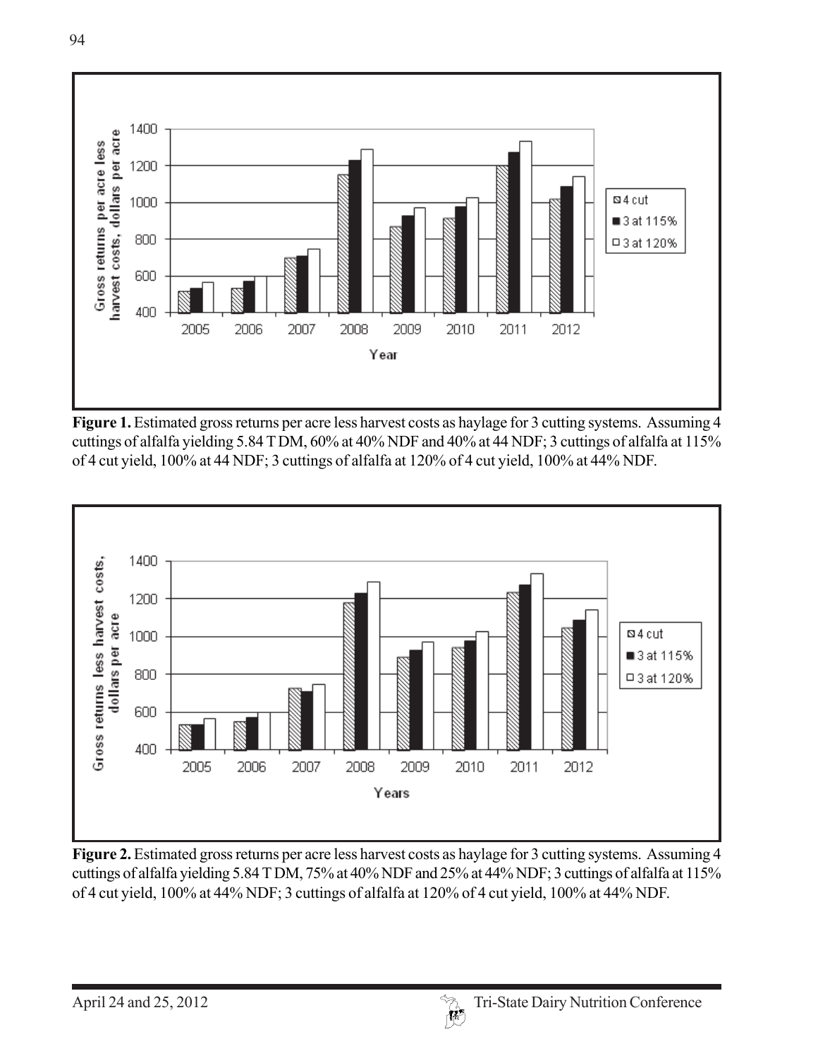**Figure 1.** Estimated gross returns per acre less harvest costs as haylage for 3 cutting systems. Assuming 4 cuttings of alfalfa yielding 5.84 T DM, 60% at 40% NDF and 40% at 44 NDF; 3 cuttings of alfalfa at 115% of 4 cut yield, 100% at 44 NDF; 3 cuttings of alfalfa at 120% of 4 cut yield, 100% at 44% NDF.

**Figure 2.** Estimated gross returns per acre less harvest costs as haylage for 3 cutting systems. Assuming 4 cuttings of alfalfa yielding 5.84 T DM, 75% at 40% NDF and 25% at 44% NDF; 3 cuttings of alfalfa at 115% of 4 cut yield, 100% at 44% NDF; 3 cuttings of alfalfa at 120% of 4 cut yield, 100% at 44% NDF.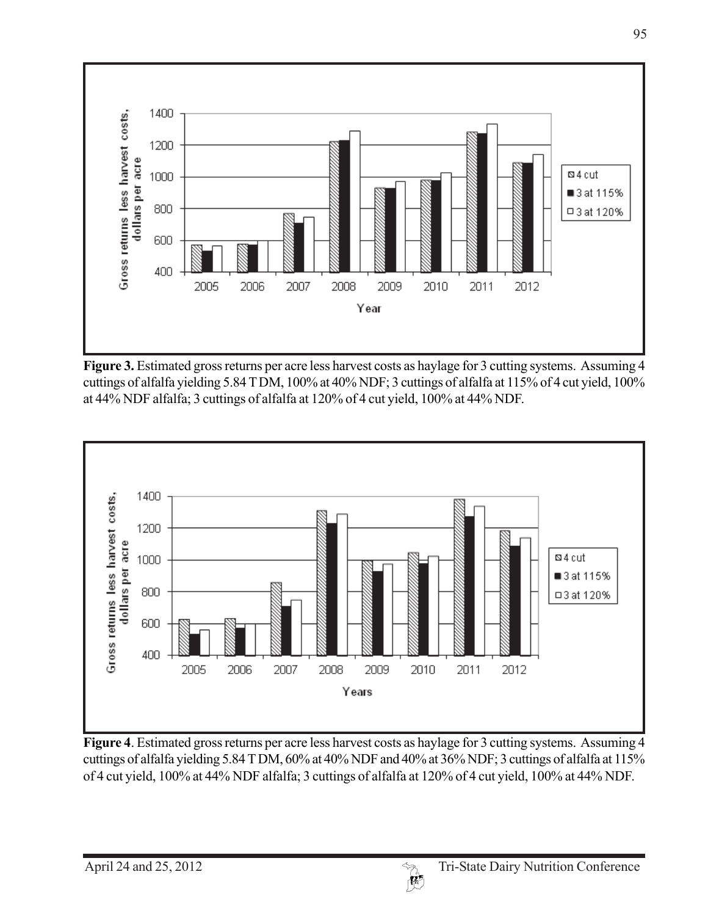1400
1200
1000
800
600
400

Gross returns less harvest costs, dollars per acre

2005 2006 2007 2008 2009 2010 2011 2012

Year

4 cut
3 at 115%
3 at 120%

**Figure 3.** Estimated gross returns per acre less harvest costs as haylage for 3 cutting systems. Assuming 4 cuttings of alfalfa yielding 5.84 T DM, 100% at 40% NDF; 3 cuttings of alfalfa at 115% of 4 cut yield, 100% at 44% NDF alfalfa; 3 cuttings of alfalfa at 120% of 4 cut yield, 100% at 44% NDF.

1400
1200
1000
800
600
400

Gross returns less harvest costs, dollars per acre

2005 2006 2007 2008 2009 2010 2011 2012

Years

4 cut
3 at 115%
3 at 120%

**Figure 4**. Estimated gross returns per acre less harvest costs as haylage for 3 cutting systems. Assuming 4 cuttings of alfalfa yielding 5.84 T DM, 60% at 40% NDF and 40% at 36% NDF; 3 cuttings of alfalfa at 115% of 4 cut yield, 100% at 44% NDF alfalfa; 3 cuttings of alfalfa at 120% of 4 cut yield, 100% at 44% NDF.